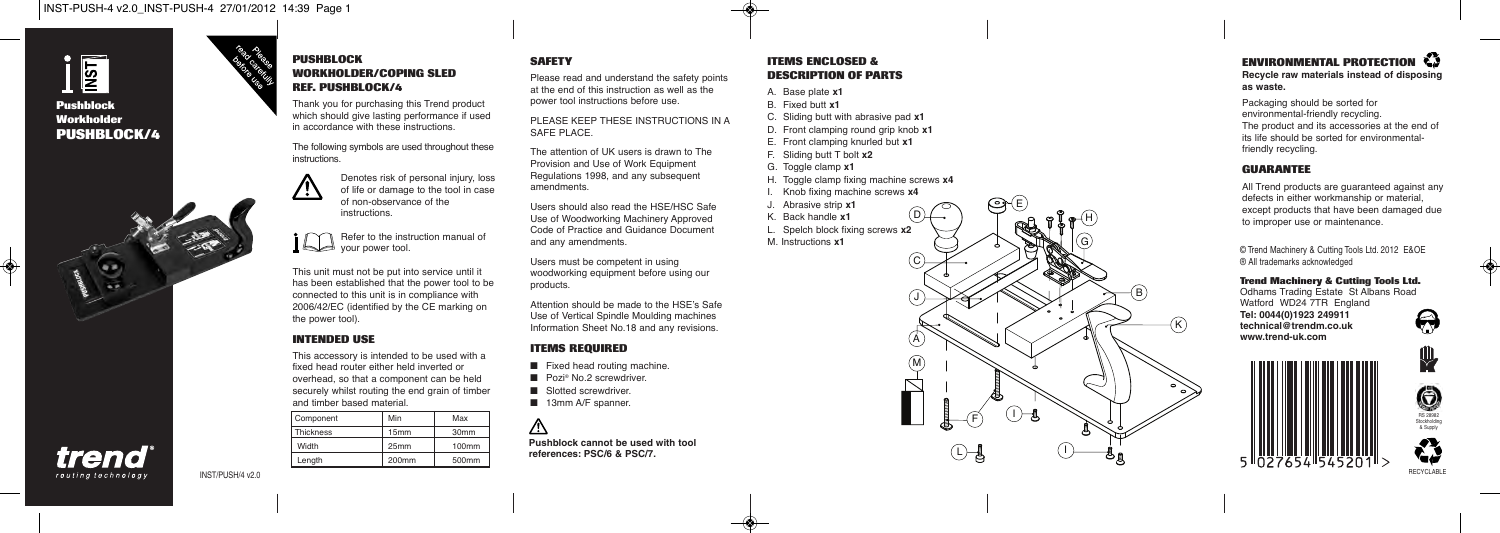# Pushblock Workholder PUSHBLOCK/4

Please read carefully before use

## PUSHBLOCK WORKHOLDER/COPING SLED REF. PUSHBLOCK/4

Thank you for purchasing this Trend product which should give lasting performance if used in accordance with these instructions.

The following symbols are used throughout these instructions.

⚠ Denotes risk of personal injury, loss of life or damage to the tool in case of non-observance of the instructions.

Refer to the instruction manual of your power tool.

This unit must not be put into service until it has been established that the power tool to be connected to this unit is in compliance with 2006/42/EC (identified by the CE marking on the power tool).

## INTENDED USE

This accessory is intended to be used with a fixed head router either held inverted or overhead, so that a component can be held securely whilst routing the end grain of timber and timber based material.

| Component | Min | Max |
|---|---|---|
| Thickness | 15mm | 30mm |
| Width | 25mm | 100mm |
| Length | 200mm | 500mm |

INST/PUSH/4 v2.0

## SAFETY

Please read and understand the safety points at the end of this instruction as well as the power tool instructions before use.

PLEASE KEEP THESE INSTRUCTIONS IN A SAFE PLACE.

The attention of UK users is drawn to The Provision and Use of Work Equipment Regulations 1998, and any subsequent amendments.

Users should also read the HSE/HSC Safe Use of Woodworking Machinery Approved Code of Practice and Guidance Document and any amendments.

Users must be competent in using woodworking equipment before using our products.

Attention should be made to the HSE's Safe Use of Vertical Spindle Moulding machines Information Sheet No.18 and any revisions.

## ITEMS REQUIRED

- Fixed head routing machine.
- Pozi® No.2 screwdriver.
- Slotted screwdriver.
- 13mm A/F spanner.

⚠

**Pushblock cannot be used with tool references: PSC/6 & PSC/7.**

## ITEMS ENCLOSED & DESCRIPTION OF PARTS

A. Base plate **x1**
B. Fixed butt **x1**
C. Sliding butt with abrasive pad **x1**
D. Front clamping round grip knob **x1**
E. Front clamping knurled but **x1**
F. Sliding butt T bolt **x2**
G. Toggle clamp **x1**
H. Toggle clamp fixing machine screws **x4**
I. Knob fixing machine screws **x4**
J. Abrasive strip **x1**
K. Back handle **x1**
L. Spelch block fixing screws **x2**
M. Instructions **x1**

## ENVIRONMENTAL PROTECTION

**Recycle raw materials instead of disposing as waste.**

Packaging should be sorted for environmental-friendly recycling.
The product and its accessories at the end of its life should be sorted for environmental-friendly recycling.

## GUARANTEE

All Trend products are guaranteed against any defects in either workmanship or material, except products that have been damaged due to improper use or maintenance.

© Trend Machinery & Cutting Tools Ltd. 2012 E&OE
® All trademarks acknowledged

**Trend Machinery & Cutting Tools Ltd.**
Odhams Trading Estate St Albans Road
Watford WD24 7TR England
**Tel: 0044(0)1923 249911**
**technical@trendm.co.uk**
**www.trend-uk.com**

5 027654 545201

RECYCLABLE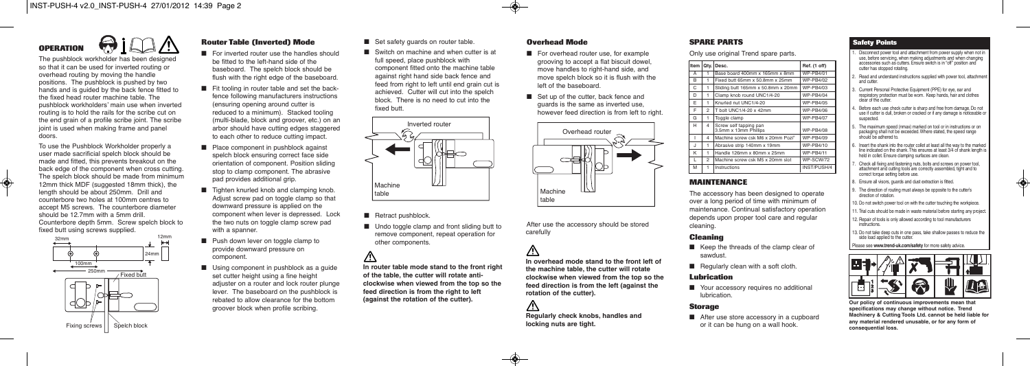## OPERATION

The pushblock workholder has been designed so that it can be used for inverted routing or overhead routing by moving the handle positions. The pushblock is pushed by two hands and is guided by the back fence fitted to the fixed head router machine table. The pushblock workholders' main use when inverted routing is to hold the rails for the scribe cut on the end grain of a profile scribe joint. The scribe joint is used when making frame and panel doors.

To use the Pushblock Workholder properly a user made sacrificial spelch block should be made and fitted, this prevents breakout on the back edge of the component when cross cutting. The spelch block should be made from minimum 12mm thick MDF (suggested 18mm thick), the length should be about 250mm. Drill and counterbore two holes at 100mm centres to accept M5 screws. The counterbore diameter should be 12.7mm with a 5mm drill. Counterbore depth 5mm. Screw spelch block to fixed butt using screws supplied.

32mm
12mm
24mm
100mm
250mm
Fixed butt
Fixing screws
Spelch block

### Router Table (Inverted) Mode

- For inverted router use the handles should be fitted to the left-hand side of the baseboard. The spelch block should be flush with the right edge of the baseboard.
- Fit tooling in router table and set the back-fence following manufacturers instructions (ensuring opening around cutter is reduced to a minimum). Stacked tooling (multi-blade, block and groover, etc.) on an arbor should have cutting edges staggered to each other to reduce cutting impact.
- Place component in pushblock against spelch block ensuring correct face side orientation of component. Position sliding stop to clamp component. The abrasive pad provides additional grip.
- Tighten knurled knob and clamping knob. Adjust screw pad on toggle clamp so that downward pressure is applied on the component when lever is depressed. Lock the two nuts on toggle clamp screw pad with a spanner.
- Push down lever on toggle clamp to provide downward pressure on component.
- Using component in pushblock as a guide set cutter height using a fine height adjuster on a router and lock router plunge lever. The baseboard on the pushblock is rebated to allow clearance for the bottom groover block when profile scribing.
- Set safety guards on router table.
- Switch on machine and when cutter is at full speed, place pushblock with component fitted onto the machine table against right hand side back fence and feed from right to left until end grain cut is achieved. Cutter will cut into the spelch block. There is no need to cut into the fixed butt.

Inverted router
Machine table

- Retract pushblock.
- Undo toggle clamp and front sliding butt to remove component, repeat operation for other components.

**In router table mode stand to the front right of the table, the cutter will rotate anti-clockwise when viewed from the top so the feed direction is from the right to left (against the rotation of the cutter).**

### Overhead Mode

- For overhead router use, for example grooving to accept a flat biscuit dowel, move handles to right-hand side, and move spelch block so it is flush with the left of the baseboard.
- Set up of the cutter, back fence and guards is the same as inverted use, however feed direction is from left to right.

Overhead router
Machine table

After use the accessory should be stored carefully

**In overhead mode stand to the front left of the machine table, the cutter will rotate clockwise when viewed from the top so the feed direction is from the left (against the rotation of the cutter).**

**Regularly check knobs, handles and locking nuts are tight.**

## SPARE PARTS

Only use original Trend spare parts.

| Item | Qty. | Desc. | Ref. (1 off) |
|---|---|---|---|
| A | 1 | Base board 400mm x 165mm x 8mm | WP-PB4/01 |
| B | 1 | Fixed butt 65mm x 50.8mm x 25mm | WP-PB4/02 |
| C | 1 | Sliding butt 165mm x 50.8mm x 20mm | WP-PB4/03 |
| D | 1 | Clamp knob round UNC1/4-20 | WP-PB4/04 |
| E | 1 | Knurled nut UNC1/4-20 | WP-PB4/05 |
| F | 2 | T bolt UNC1/4-20 x 42mm | WP-PB4/06 |
| G | 1 | Toggle clamp | WP-PB4/07 |
| H | 4 | Screw self tapping pan 3.5mm x 13mm Phillips | WP-PB4/08 |
| I | 4 | Machine screw csk M6 x 20mm Pozi | WP-PB4/09 |
| J | 1 | Abrasive strip 140mm x 19mm | WP-PB4/10 |
| K | 1 | Handle 126mm x 80mm x 25mm | WP-PB4/11 |
| L | 2 | Machine screw csk M5 x 20mm slot | WP-SCW/72 |
| M | 1 | Instructions | INST/PUSH/4 |

## MAINTENANCE

The accessory has been designed to operate over a long period of time with minimum of maintenance. Continual satisfactory operation depends upon proper tool care and regular cleaning.

### Cleaning

- Keep the threads of the clamp clear of sawdust.
- Regularly clean with a soft cloth.

### Lubrication

- Your accessory requires no additional lubrication.

### Storage

- After use store accessory in a cupboard or it can be hung on a wall hook.

### Safety Points

1. Disconnect power tool and attachment from power supply when not in use, before servicing, when making adjustments and when changing accessories such as cutters. Ensure switch is in "off" position and cutter has stopped rotating.
2. Read and understand instructions supplied with power tool, attachment and cutter.
3. Current Personal Protective Equipment (PPE) for eye, ear and respiratory protection must be worn. Keep hands, hair and clothes clear of the cutter.
4. Before each use check cutter is sharp and free from damage. Do not use if cutter is dull, broken or cracked or if any damage is noticeable or suspected.
5. The maximum speed (nmax) marked on tool or in instructions or on packaging shall not be exceeded. Where stated, the speed range should be adhered to.
6. Insert the shank into the router collet at least all the way to the marked line indicated on the shank. This ensures at least 3/4 of shank length is held in collet. Ensure clamping surfaces are clean.
7. Check all fixing and fastening nuts, bolts and screws on power tool, attachment and cutting tools are correctly assembled, tight and to correct torque setting before use.
8. Ensure all visors, guards and dust extraction is fitted.
9. The direction of routing must always be opposite to the cutter's direction of rotation.
10. Do not switch power tool on with the cutter touching the workpiece.
11. Trial cuts should be made in waste material before starting any project.
12. Repair of tools is only allowed according to tool manufacturers instructions.
13. Do not take deep cuts in one pass, take shallow passes to reduce the side load applied to the cutter.

Please see **www.trend-uk.com/safety** for more safety advice.

**Our policy of continuous improvements means that specifications may change without notice. Trend Machinery & Cutting Tools Ltd. cannot be held liable for any material rendered unusable, or for any form of consequential loss.**